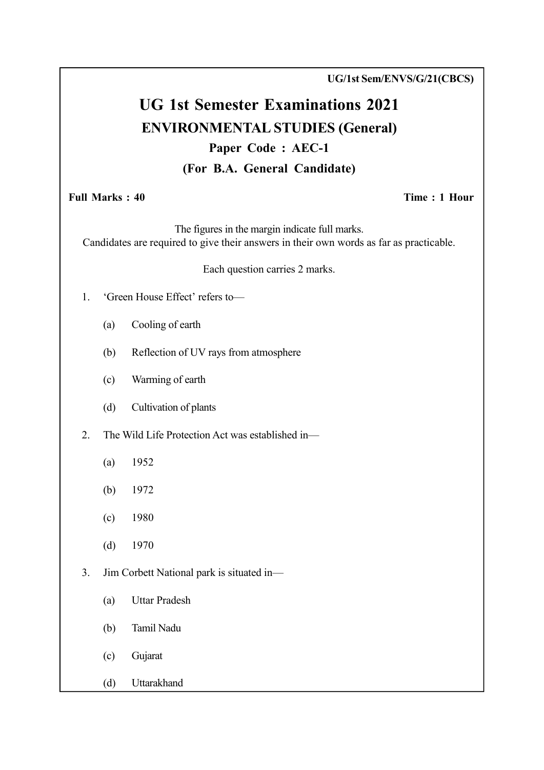UG/1st Sem/ENVS/G/21(CBCS)

# UG 1st Semester Examinations 2021

## ENVIRONMENTAL STUDIES (General)

### Paper Code : AEC-1

### (For B.A. General Candidate)

**Full Marks : 40** **Time : 1 Hour**

The figures in the margin indicate full marks.
Candidates are required to give their answers in their own words as far as practicable.

Each question carries 2 marks.

1. 'Green House Effect' refers to—
   - (a) Cooling of earth
   - (b) Reflection of UV rays from atmosphere
   - (c) Warming of earth
   - (d) Cultivation of plants

2. The Wild Life Protection Act was established in—
   - (a) 1952
   - (b) 1972
   - (c) 1980
   - (d) 1970

3. Jim Corbett National park is situated in—
   - (a) Uttar Pradesh
   - (b) Tamil Nadu
   - (c) Gujarat
   - (d) Uttarakhand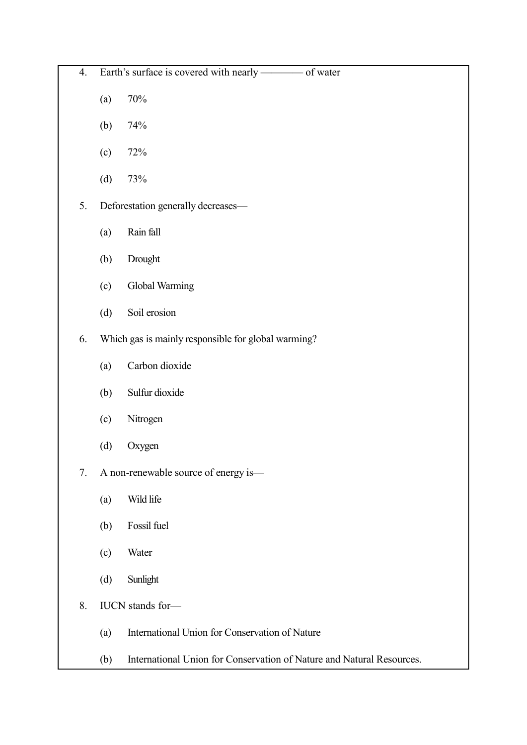4. Earth's surface is covered with nearly ———— of water

   (a) 70%

   (b) 74%

   (c) 72%

   (d) 73%

5. Deforestation generally decreases—

   (a) Rain fall

   (b) Drought

   (c) Global Warming

   (d) Soil erosion

6. Which gas is mainly responsible for global warming?

   (a) Carbon dioxide

   (b) Sulfur dioxide

   (c) Nitrogen

   (d) Oxygen

7. A non-renewable source of energy is—

   (a) Wild life

   (b) Fossil fuel

   (c) Water

   (d) Sunlight

8. IUCN stands for—

   (a) International Union for Conservation of Nature

   (b) International Union for Conservation of Nature and Natural Resources.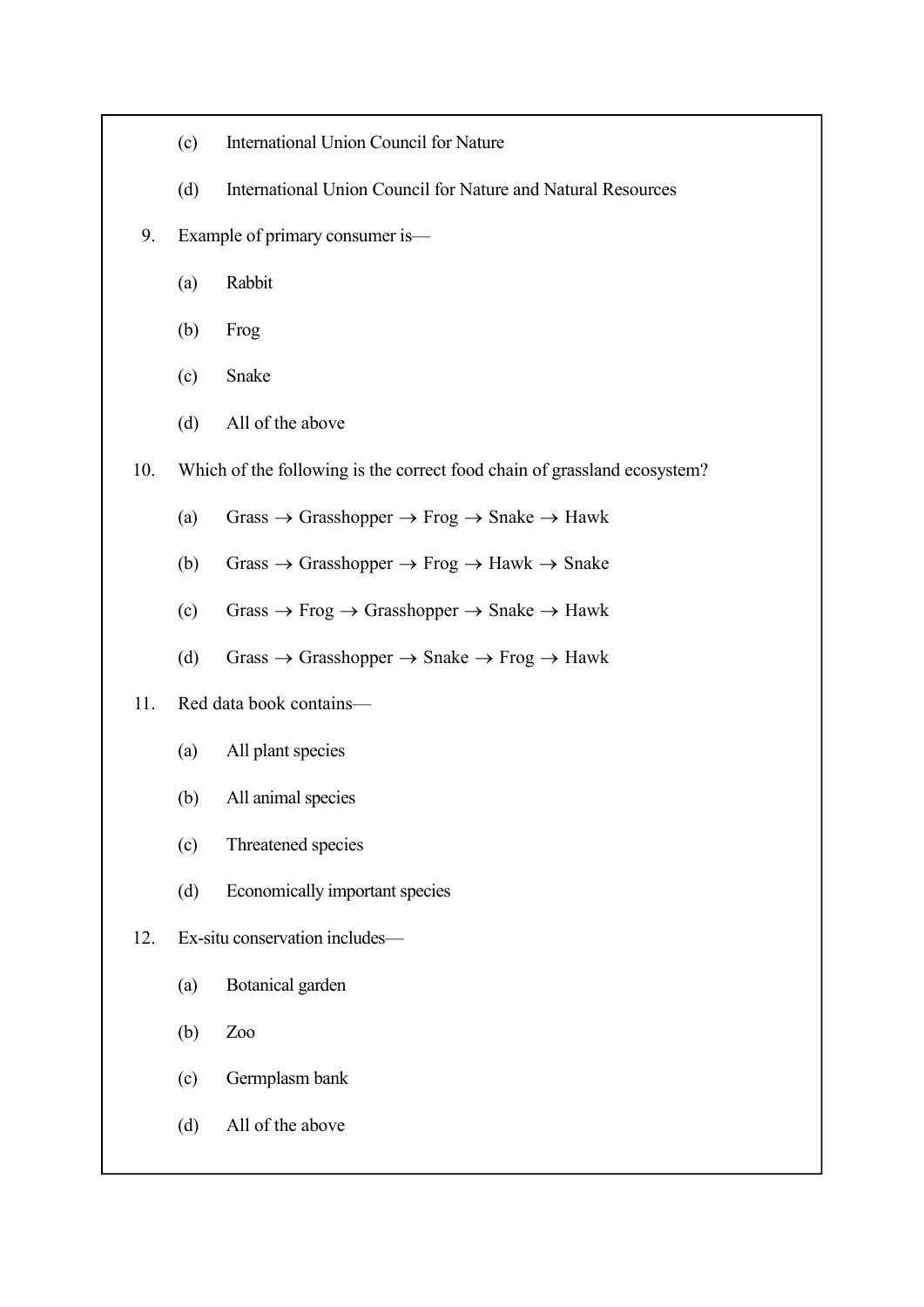(c) International Union Council for Nature

(d) International Union Council for Nature and Natural Resources

9. Example of primary consumer is—

   (a) Rabbit

   (b) Frog

   (c) Snake

   (d) All of the above

10. Which of the following is the correct food chain of grassland ecosystem?

   (a) Grass → Grasshopper → Frog → Snake → Hawk

   (b) Grass → Grasshopper → Frog → Hawk → Snake

   (c) Grass → Frog → Grasshopper → Snake → Hawk

   (d) Grass → Grasshopper → Snake → Frog → Hawk

11. Red data book contains—

   (a) All plant species

   (b) All animal species

   (c) Threatened species

   (d) Economically important species

12. Ex-situ conservation includes—

   (a) Botanical garden

   (b) Zoo

   (c) Germplasm bank

   (d) All of the above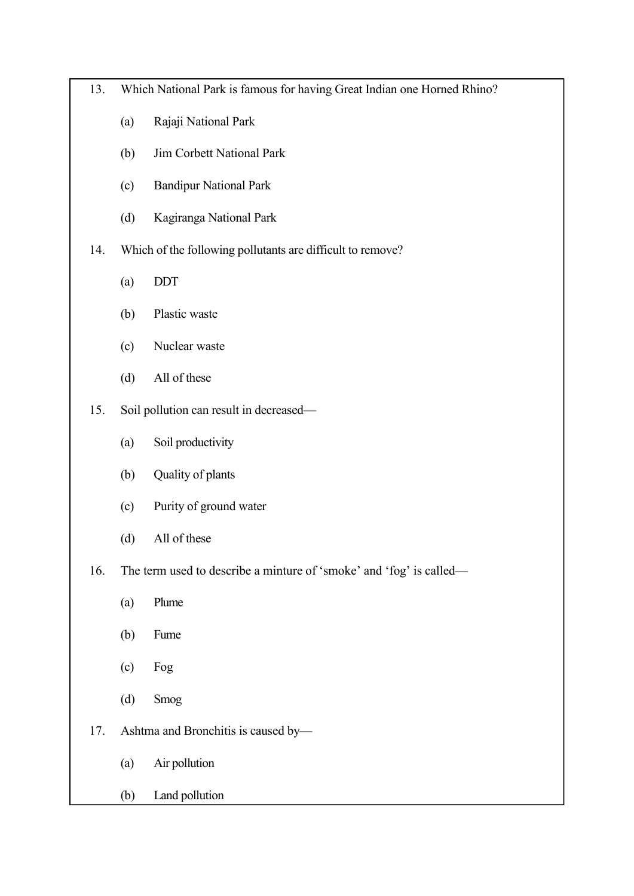13. Which National Park is famous for having Great Indian one Horned Rhino?

    (a) Rajaji National Park

    (b) Jim Corbett National Park

    (c) Bandipur National Park

    (d) Kagiranga National Park

14. Which of the following pollutants are difficult to remove?

    (a) DDT

    (b) Plastic waste

    (c) Nuclear waste

    (d) All of these

15. Soil pollution can result in decreased—

    (a) Soil productivity

    (b) Quality of plants

    (c) Purity of ground water

    (d) All of these

16. The term used to describe a minture of 'smoke' and 'fog' is called—

    (a) Plume

    (b) Fume

    (c) Fog

    (d) Smog

17. Ashtma and Bronchitis is caused by—

    (a) Air pollution

    (b) Land pollution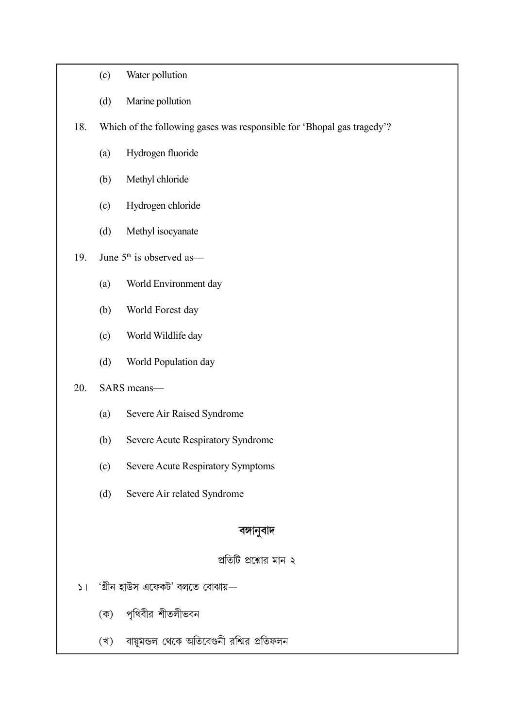(c) Water pollution

(d) Marine pollution

18. Which of the following gases was responsible for 'Bhopal gas tragedy'?

(a) Hydrogen fluoride

(b) Methyl chloride

(c) Hydrogen chloride

(d) Methyl isocyanate

19. June 5th is observed as—

(a) World Environment day

(b) World Forest day

(c) World Wildlife day

(d) World Population day

20. SARS means—

(a) Severe Air Raised Syndrome

(b) Severe Acute Respiratory Syndrome

(c) Severe Acute Respiratory Symptoms

(d) Severe Air related Syndrome

## বঙ্গানুবাদ

প্রতিটি প্রশ্নের মান ২

১। 'গ্রীন হাউস এফেক্ট' বলতে বোঝায়—

(ক) পৃথিবীর শীতলীভবন

(খ) বায়ুমন্ডল থেকে অতিবেগুনী রশ্মির প্রতিফলন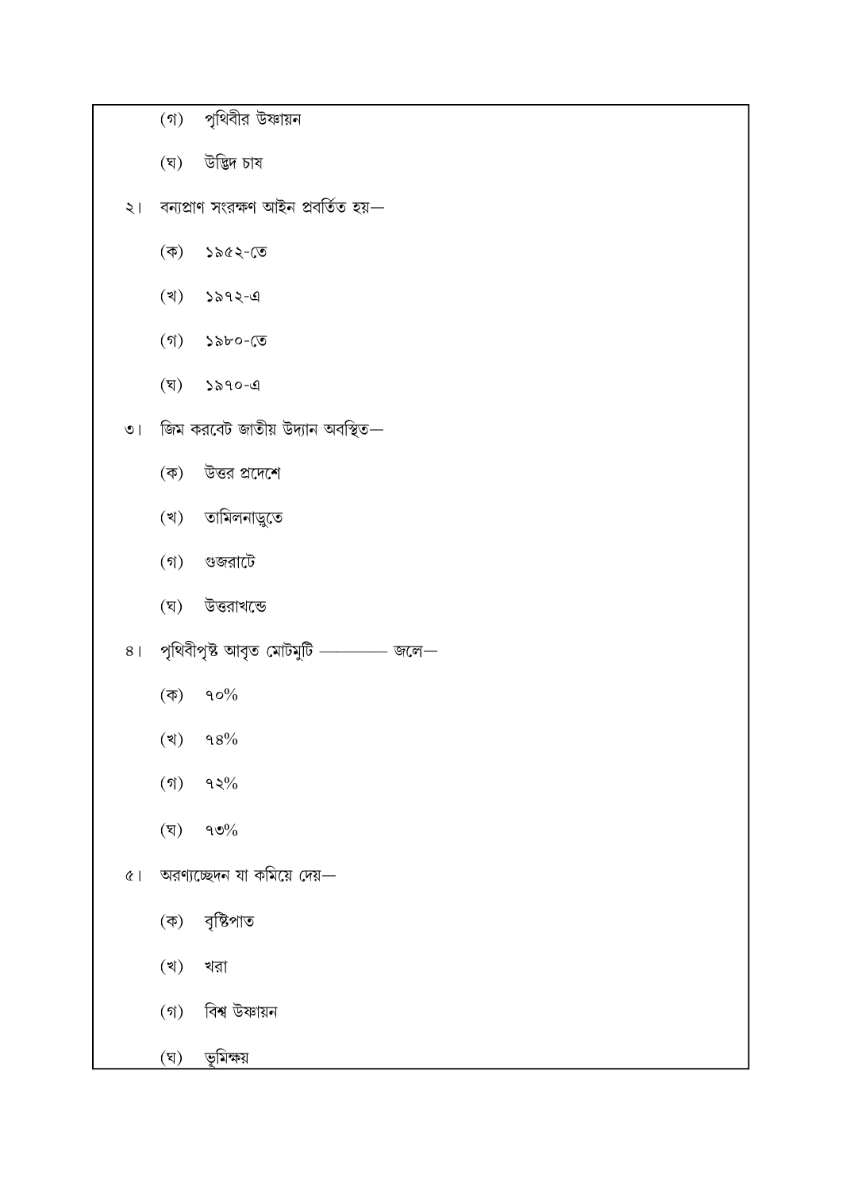(গ) পৃথিবীর উষ্ণায়ন

(ঘ) উদ্ভিদ চাষ

২। বন্যপ্রাণ সংরক্ষণ আইন প্রবর্তিত হয়—

(ক) ১৯৫২-তে

(খ) ১৯৭২-এ

(গ) ১৯৮০-তে

(ঘ) ১৯৭০-এ

৩। জিম করবেট জাতীয় উদ্যান অবস্থিত—

(ক) উত্তর প্রদেশে

(খ) তামিলনাড়ুতে

(গ) গুজরাটে

(ঘ) উত্তরাখন্ডে

৪। পৃথিবীপৃষ্ঠ আবৃত মোটমুটি ———— জলে—

(ক) ৭০%

(খ) ৭৪%

(গ) ৭২%

(ঘ) ৭৩%

৫। অরণ্যচ্ছেদন যা কমিয়ে দেয়—

(ক) বৃষ্টিপাত

(খ) খরা

(গ) বিশ্ব উষ্ণায়ন

(ঘ) ভূমিক্ষয়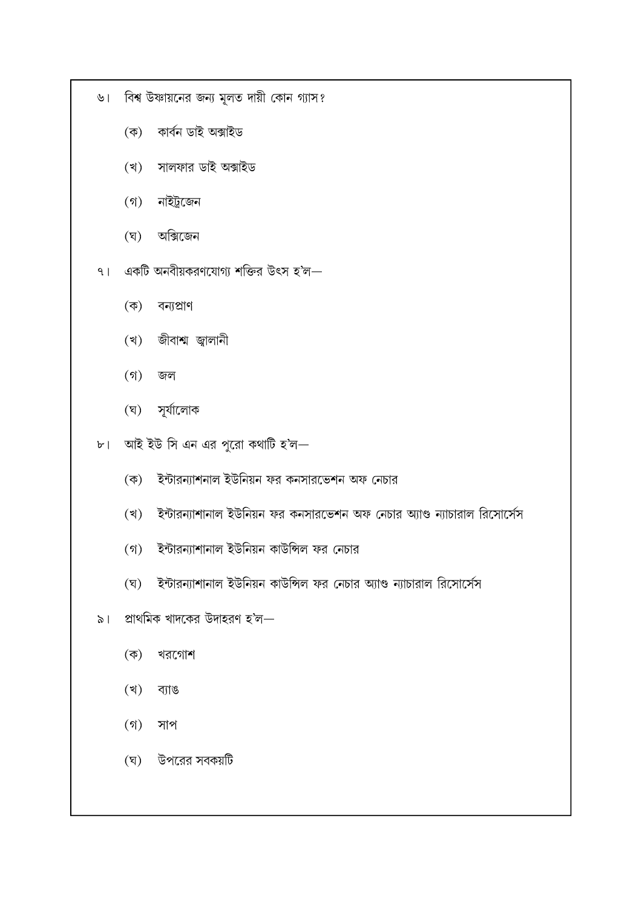৬। বিশ্ব উষ্ণায়নের জন্য মূলত দায়ী কোন গ্যাস?

(ক) কার্বন ডাই অক্সাইড

(খ) সালফার ডাই অক্সাইড

(গ) নাইট্রজেন

(ঘ) অক্সিজেন

৭। একটি অনবীয়করণযোগ্য শক্তির উৎস হ'ল—

(ক) বন্যপ্রাণ

(খ) জীবাশ্ম জ্বালানী

(গ) জল

(ঘ) সূর্যালোক

৮। আই ইউ সি এন এর পুরো কথাটি হ'ল—

(ক) ইন্টারন্যাশনাল ইউনিয়ন ফর কনসারভেশন অফ নেচার

(খ) ইন্টারন্যাশানাল ইউনিয়ন ফর কনসারভেশন অফ নেচার অ্যাণ্ড ন্যাচারাল রিসোর্সেস

(গ) ইন্টারন্যাশানাল ইউনিয়ন কাউন্সিল ফর নেচার

(ঘ) ইন্টারন্যাশানাল ইউনিয়ন কাউন্সিল ফর নেচার অ্যাণ্ড ন্যাচারাল রিসোর্সেস

৯। প্রাথমিক খাদকের উদাহরণ হ'ল—

(ক) খরগোশ

(খ) ব্যাঙ

(গ) সাপ

(ঘ) উপরের সবকয়টি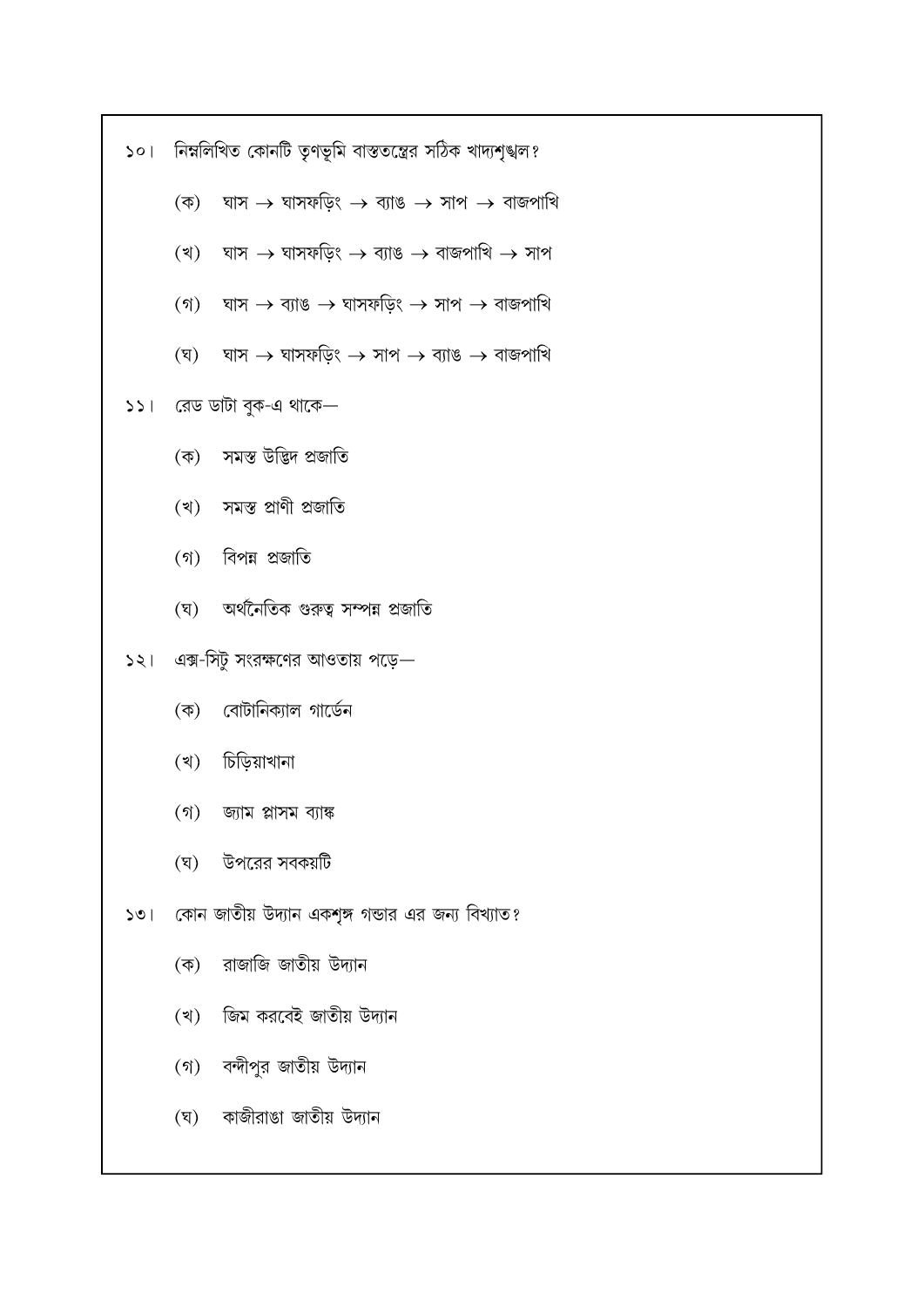১০। নিম্নলিখিত কোনটি তৃণভূমি বাস্তুতন্ত্রের সঠিক খাদ্যশৃঙ্খল?

(ক) ঘাস → ঘাসফড়িং → ব্যাঙ → সাপ → বাজপাখি

(খ) ঘাস → ঘাসফড়িং → ব্যাঙ → বাজপাখি → সাপ

(গ) ঘাস → ব্যাঙ → ঘাসফড়িং → সাপ → বাজপাখি

(ঘ) ঘাস → ঘাসফড়িং → সাপ → ব্যাঙ → বাজপাখি

১১। রেড ডাটা বুক-এ থাকে—

(ক) সমস্ত উদ্ভিদ প্রজাতি

(খ) সমস্ত প্রাণী প্রজাতি

(গ) বিপন্ন প্রজাতি

(ঘ) অর্থনৈতিক গুরুত্ব সম্পন্ন প্রজাতি

১২। এক্স-সিটু সংরক্ষণের আওতায় পড়ে—

(ক) বোটানিক্যাল গার্ডেন

(খ) চিড়িয়াখানা

(গ) জ্যাম প্লাসম ব্যাঙ্ক

(ঘ) উপরের সবকয়টি

১৩। কোন জাতীয় উদ্যান একশৃঙ্গ গন্ডার এর জন্য বিখ্যাত?

(ক) রাজাজি জাতীয় উদ্যান

(খ) জিম করবেট জাতীয় উদ্যান

(গ) বন্দীপুর জাতীয় উদ্যান

(ঘ) কাজীরাঙা জাতীয় উদ্যান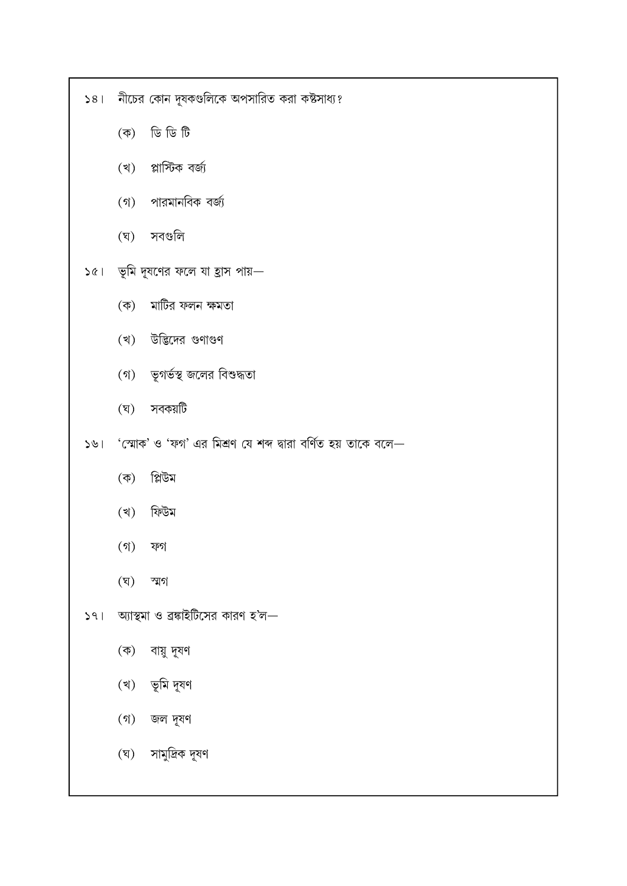১৪। নীচের কোন দূষকগুলিকে অপসারিত করা কষ্টসাধ্য?

(ক) ডি ডি টি

(খ) প্লাস্টিক বর্জ্য

(গ) পারমানবিক বর্জ্য

(ঘ) সবগুলি

১৫। ভূমি দূষণের ফলে যা হ্রাস পায়—

(ক) মাটির ফলন ক্ষমতা

(খ) উদ্ভিদের গুণাগুণ

(গ) ভূগর্ভস্থ জলের বিশুদ্ধতা

(ঘ) সবকয়টি

১৬। 'স্মোক' ও 'ফগ' এর মিশ্রণ যে শব্দ দ্বারা বর্ণিত হয় তাকে বলে—

(ক) প্লিউম

(খ) ফিউম

(গ) ফগ

(ঘ) স্মগ

১৭। অ্যাস্থমা ও ব্রঙ্কাইটিসের কারণ হ'ল—

(ক) বায়ু দূষণ

(খ) ভূমি দূষণ

(গ) জল দূষণ

(ঘ) সামুদ্রিক দূষণ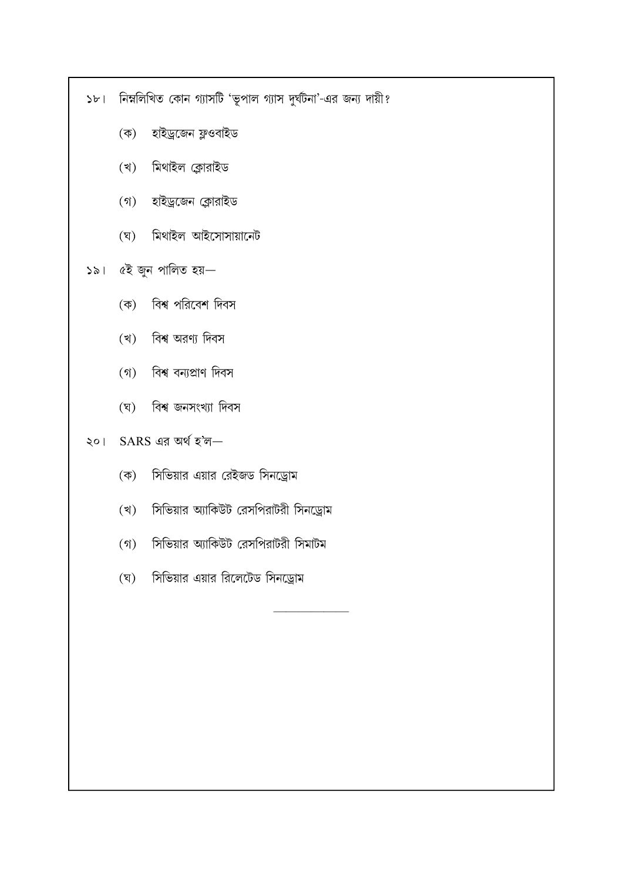১৮। নিম্নলিখিত কোন গ্যাসটি 'ভূপাল গ্যাস দুর্ঘটনা'-এর জন্য দায়ী?

(ক) হাইড্রজেন ফ্লুওবাইড

(খ) মিথাইল ক্লোরাইড

(গ) হাইড্রজেন ক্লোরাইড

(ঘ) মিথাইল আইসোসায়ানেট

১৯। ৫ই জুন পালিত হয়—

(ক) বিশ্ব পরিবেশ দিবস

(খ) বিশ্ব অরণ্য দিবস

(গ) বিশ্ব বন্যপ্রাণ দিবস

(ঘ) বিশ্ব জনসংখ্যা দিবস

২০। SARS এর অর্থ হ'ল—

(ক) সিভিয়ার এয়ার রেইজড সিনড্রোম

(খ) সিভিয়ার অ্যাকিউট রেসপিরাটরী সিনড্রোম

(গ) সিভিয়ার অ্যাকিউট রেসপিরাটরী সিমটম

(ঘ) সিভিয়ার এয়ার রিলেটেড সিনড্রোম